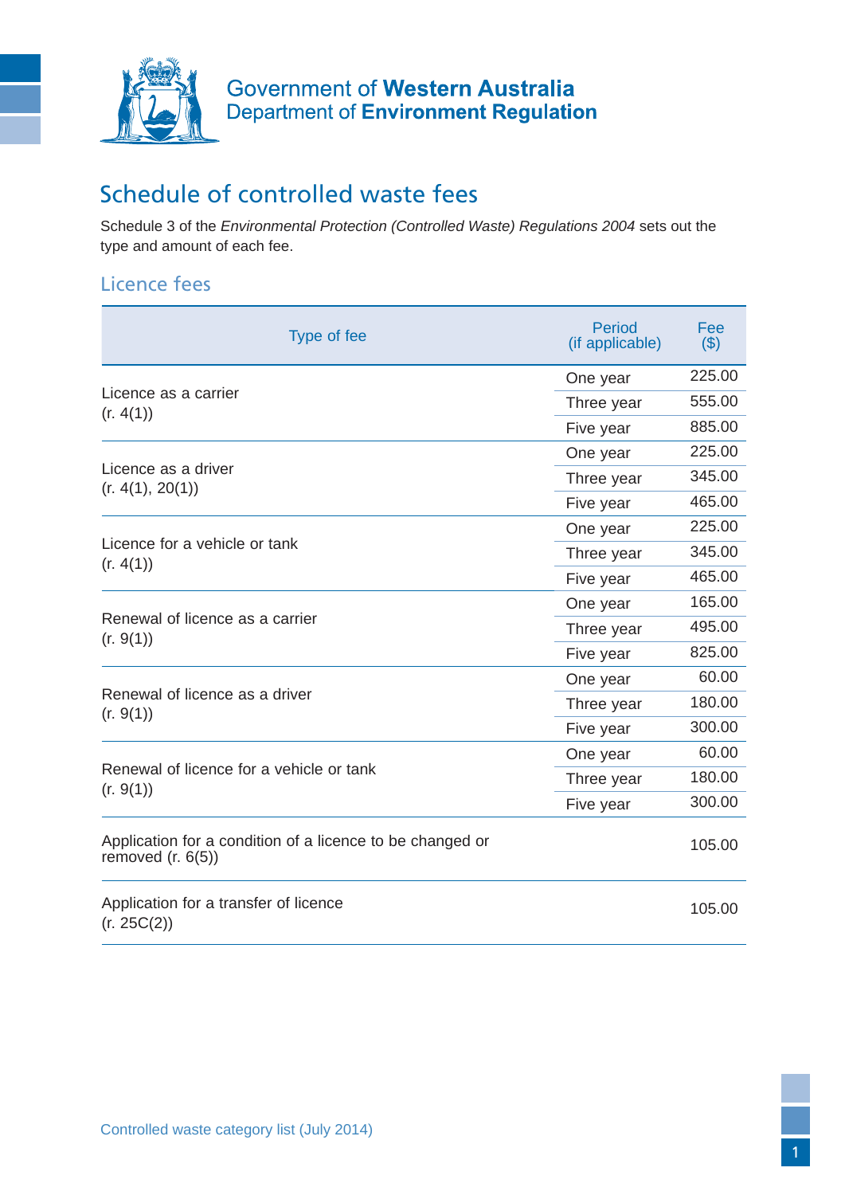Government of **Western Australia**
Department of **Environment Regulation**

# Schedule of controlled waste fees

Schedule 3 of the *Environmental Protection (Controlled Waste) Regulations 2004* sets out the type and amount of each fee.

## Licence fees

| Type of fee | Period (if applicable) | Fee ($) |
|---|---|---|
| Licence as a carrier (r. 4(1)) | One year | 225.00 |
| | Three year | 555.00 |
| | Five year | 885.00 |
| Licence as a driver (r. 4(1), 20(1)) | One year | 225.00 |
| | Three year | 345.00 |
| | Five year | 465.00 |
| Licence for a vehicle or tank (r. 4(1)) | One year | 225.00 |
| | Three year | 345.00 |
| | Five year | 465.00 |
| Renewal of licence as a carrier (r. 9(1)) | One year | 165.00 |
| | Three year | 495.00 |
| | Five year | 825.00 |
| Renewal of licence as a driver (r. 9(1)) | One year | 60.00 |
| | Three year | 180.00 |
| | Five year | 300.00 |
| Renewal of licence for a vehicle or tank (r. 9(1)) | One year | 60.00 |
| | Three year | 180.00 |
| | Five year | 300.00 |
| Application for a condition of a licence to be changed or removed (r. 6(5)) | | 105.00 |
| Application for a transfer of licence (r. 25C(2)) | | 105.00 |

Controlled waste category list (July 2014)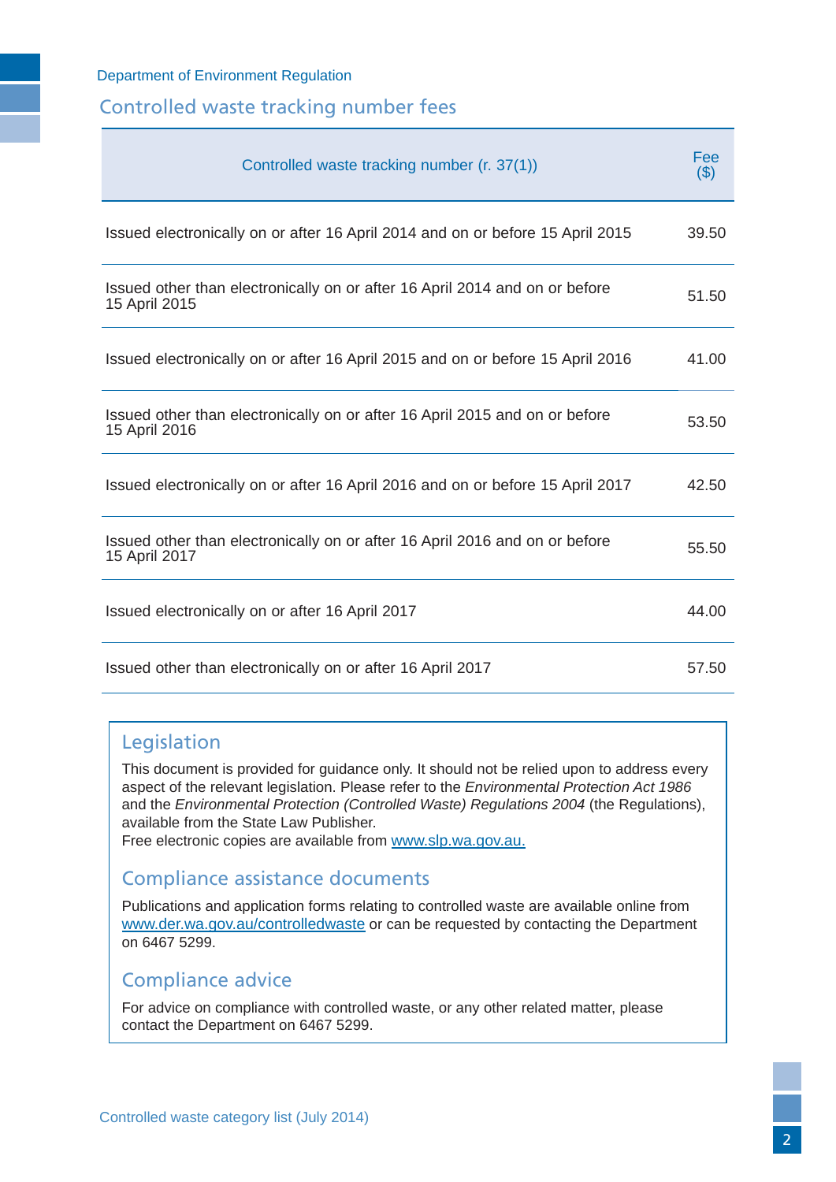## Controlled waste tracking number fees

| Controlled waste tracking number (r. 37(1)) | Fee ($) |
| --- | --- |
| Issued electronically on or after 16 April 2014 and on or before 15 April 2015 | 39.50 |
| Issued other than electronically on or after 16 April 2014 and on or before 15 April 2015 | 51.50 |
| Issued electronically on or after 16 April 2015 and on or before 15 April 2016 | 41.00 |
| Issued other than electronically on or after 16 April 2015 and on or before 15 April 2016 | 53.50 |
| Issued electronically on or after 16 April 2016 and on or before 15 April 2017 | 42.50 |
| Issued other than electronically on or after 16 April 2016 and on or before 15 April 2017 | 55.50 |
| Issued electronically on or after 16 April 2017 | 44.00 |
| Issued other than electronically on or after 16 April 2017 | 57.50 |

### Legislation

This document is provided for guidance only. It should not be relied upon to address every aspect of the relevant legislation. Please refer to the *Environmental Protection Act 1986* and the *Environmental Protection (Controlled Waste) Regulations 2004* (the Regulations), available from the State Law Publisher.
Free electronic copies are available from www.slp.wa.gov.au.

### Compliance assistance documents

Publications and application forms relating to controlled waste are available online from www.der.wa.gov.au/controlledwaste or can be requested by contacting the Department on 6467 5299.

### Compliance advice

For advice on compliance with controlled waste, or any other related matter, please contact the Department on 6467 5299.